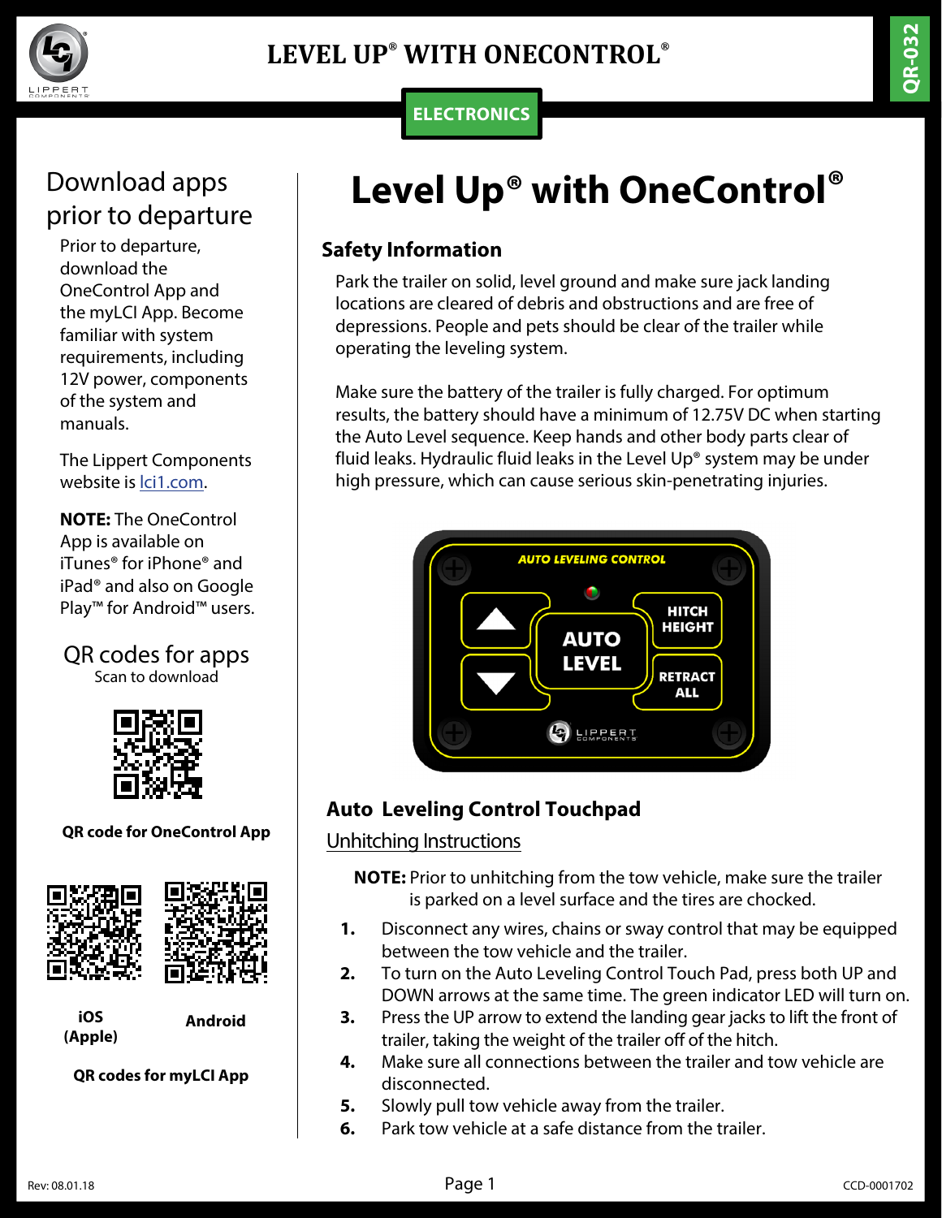# Level Up® with OneControl®

## Download apps prior to departure

Prior to departure, download the OneControl App and the myLCI App. Become familiar with system requirements, including 12V power, components of the system and manuals.

The Lippert Components website is lci1.com.

**NOTE:** The OneControl App is available on iTunes® for iPhone® and iPad® and also on Google Play™ for Android™ users.

### QR codes for apps

Scan to download

**QR code for OneControl App**

**iOS (Apple)** | **Android**

**QR codes for myLCI App**

## Safety Information

Park the trailer on solid, level ground and make sure jack landing locations are cleared of debris and obstructions and are free of depressions. People and pets should be clear of the trailer while operating the leveling system.

Make sure the battery of the trailer is fully charged. For optimum results, the battery should have a minimum of 12.75V DC when starting the Auto Level sequence. Keep hands and other body parts clear of fluid leaks. Hydraulic fluid leaks in the Level Up® system may be under high pressure, which can cause serious skin-penetrating injuries.

## Auto Leveling Control Touchpad

### Unhitching Instructions

**NOTE:** Prior to unhitching from the tow vehicle, make sure the trailer is parked on a level surface and the tires are chocked.

1. Disconnect any wires, chains or sway control that may be equipped between the tow vehicle and the trailer.
2. To turn on the Auto Leveling Control Touch Pad, press both UP and DOWN arrows at the same time. The green indicator LED will turn on.
3. Press the UP arrow to extend the landing gear jacks to lift the front of trailer, taking the weight of the trailer off of the hitch.
4. Make sure all connections between the trailer and tow vehicle are disconnected.
5. Slowly pull tow vehicle away from the trailer.
6. Park tow vehicle at a safe distance from the trailer.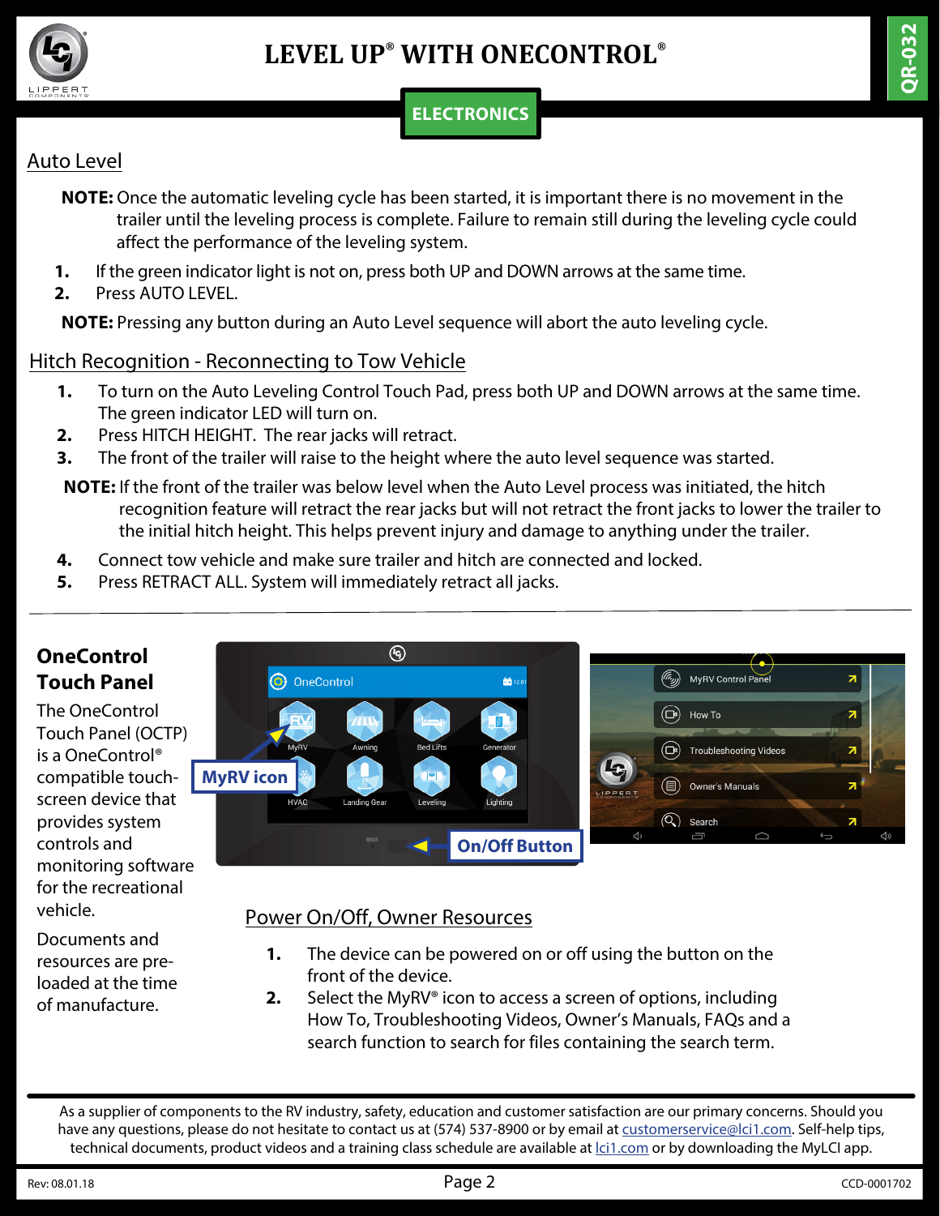# LEVEL UP® WITH ONECONTROL®

**ELECTRONICS**

## Auto Level

**NOTE:** Once the automatic leveling cycle has been started, it is important there is no movement in the trailer until the leveling process is complete. Failure to remain still during the leveling cycle could affect the performance of the leveling system.

1. If the green indicator light is not on, press both UP and DOWN arrows at the same time.
2. Press AUTO LEVEL.

**NOTE:** Pressing any button during an Auto Level sequence will abort the auto leveling cycle.

## Hitch Recognition - Reconnecting to Tow Vehicle

1. To turn on the Auto Leveling Control Touch Pad, press both UP and DOWN arrows at the same time. The green indicator LED will turn on.
2. Press HITCH HEIGHT. The rear jacks will retract.
3. The front of the trailer will raise to the height where the auto level sequence was started.

**NOTE:** If the front of the trailer was below level when the Auto Level process was initiated, the hitch recognition feature will retract the rear jacks but will not retract the front jacks to lower the trailer to the initial hitch height. This helps prevent injury and damage to anything under the trailer.

4. Connect tow vehicle and make sure trailer and hitch are connected and locked.
5. Press RETRACT ALL. System will immediately retract all jacks.

---

## OneControl Touch Panel

The OneControl Touch Panel (OCTP) is a OneControl® compatible touch-screen device that provides system controls and monitoring software for the recreational vehicle.

Documents and resources are pre-loaded at the time of manufacture.

MyRV icon

On/Off Button

## Power On/Off, Owner Resources

1. The device can be powered on or off using the button on the front of the device.
2. Select the MyRV® icon to access a screen of options, including How To, Troubleshooting Videos, Owner's Manuals, FAQs and a search function to search for files containing the search term.

---

As a supplier of components to the RV industry, safety, education and customer satisfaction are our primary concerns. Should you have any questions, please do not hesitate to contact us at (574) 537-8900 or by email at customerservice@lci1.com. Self-help tips, technical documents, product videos and a training class schedule are available at lci1.com or by downloading the MyLCI app.

Rev: 08.01.18 CCD-0001702